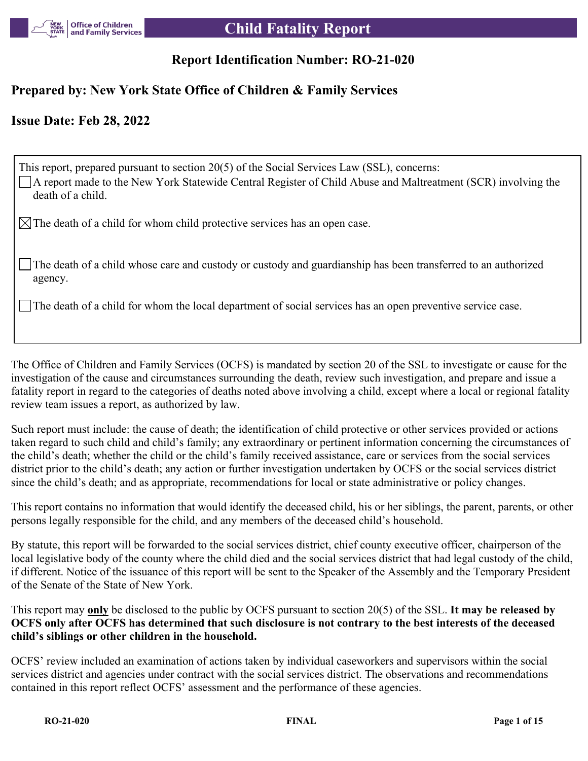# Child Fatality Report

## Report Identification Number: RO-21-020

## Prepared by: New York State Office of Children & Family Services

## Issue Date: Feb 28, 2022

This report, prepared pursuant to section 20(5) of the Social Services Law (SSL), concerns:

- [ ] A report made to the New York Statewide Central Register of Child Abuse and Maltreatment (SCR) involving the death of a child.
- [x] The death of a child for whom child protective services has an open case.
- [ ] The death of a child whose care and custody or custody and guardianship has been transferred to an authorized agency.
- [ ] The death of a child for whom the local department of social services has an open preventive service case.

The Office of Children and Family Services (OCFS) is mandated by section 20 of the SSL to investigate or cause for the investigation of the cause and circumstances surrounding the death, review such investigation, and prepare and issue a fatality report in regard to the categories of deaths noted above involving a child, except where a local or regional fatality review team issues a report, as authorized by law.

Such report must include: the cause of death; the identification of child protective or other services provided or actions taken regard to such child and child's family; any extraordinary or pertinent information concerning the circumstances of the child's death; whether the child or the child's family received assistance, care or services from the social services district prior to the child's death; any action or further investigation undertaken by OCFS or the social services district since the child's death; and as appropriate, recommendations for local or state administrative or policy changes.

This report contains no information that would identify the deceased child, his or her siblings, the parent, parents, or other persons legally responsible for the child, and any members of the deceased child's household.

By statute, this report will be forwarded to the social services district, chief county executive officer, chairperson of the local legislative body of the county where the child died and the social services district that had legal custody of the child, if different. Notice of the issuance of this report will be sent to the Speaker of the Assembly and the Temporary President of the Senate of the State of New York.

This report may **only** be disclosed to the public by OCFS pursuant to section 20(5) of the SSL. **It may be released by OCFS only after OCFS has determined that such disclosure is not contrary to the best interests of the deceased child's siblings or other children in the household.**

OCFS' review included an examination of actions taken by individual caseworkers and supervisors within the social services district and agencies under contract with the social services district. The observations and recommendations contained in this report reflect OCFS' assessment and the performance of these agencies.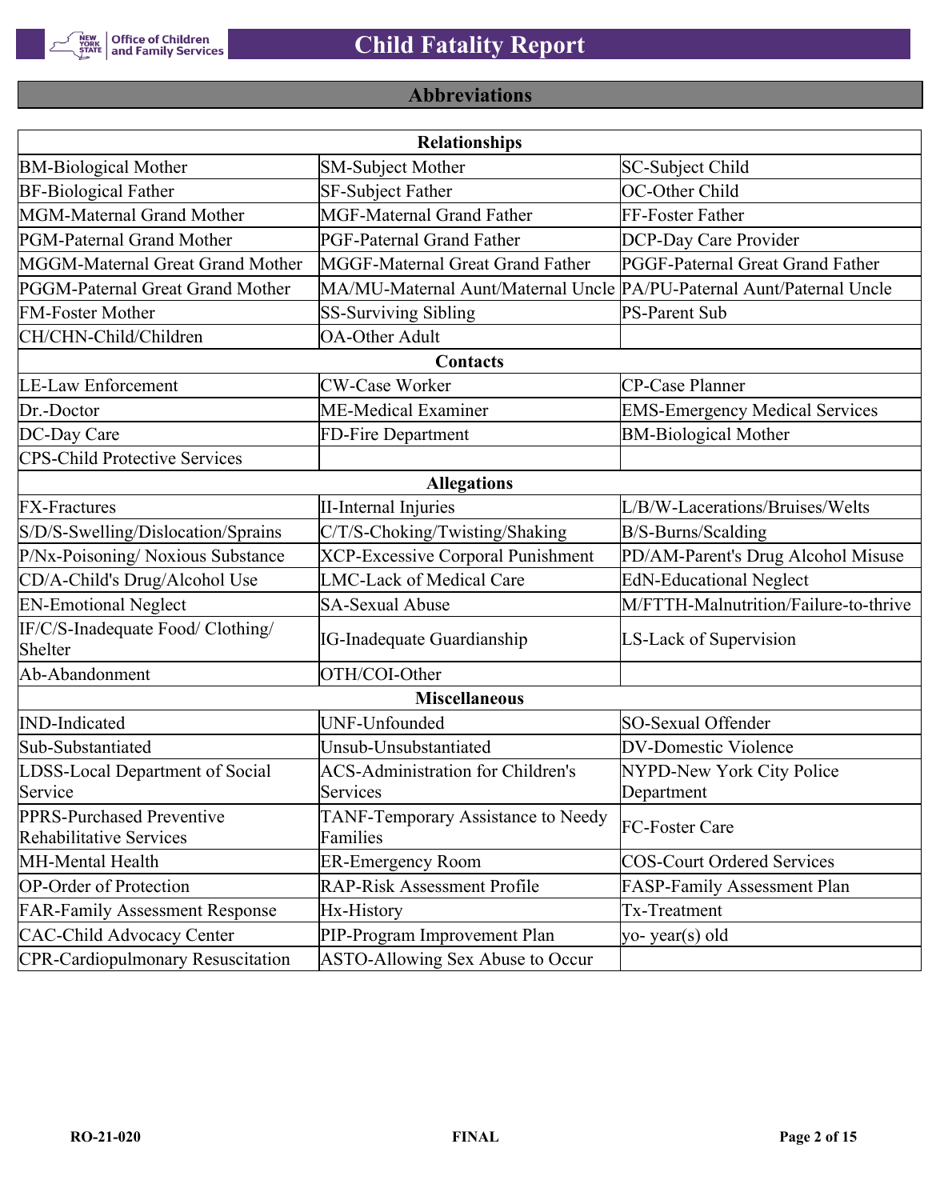## Abbreviations

| Relationships | | |
|---|---|---|
| BM-Biological Mother | SM-Subject Mother | SC-Subject Child |
| BF-Biological Father | SF-Subject Father | OC-Other Child |
| MGM-Maternal Grand Mother | MGF-Maternal Grand Father | FF-Foster Father |
| PGM-Paternal Grand Mother | PGF-Paternal Grand Father | DCP-Day Care Provider |
| MGGM-Maternal Great Grand Mother | MGGF-Maternal Great Grand Father | PGGF-Paternal Great Grand Father |
| PGGM-Paternal Great Grand Mother | MA/MU-Maternal Aunt/Maternal Uncle | PA/PU-Paternal Aunt/Paternal Uncle |
| FM-Foster Mother | SS-Surviving Sibling | PS-Parent Sub |
| CH/CHN-Child/Children | OA-Other Adult | |
| **Contacts** | | |
| LE-Law Enforcement | CW-Case Worker | CP-Case Planner |
| Dr.-Doctor | ME-Medical Examiner | EMS-Emergency Medical Services |
| DC-Day Care | FD-Fire Department | BM-Biological Mother |
| CPS-Child Protective Services | | |
| **Allegations** | | |
| FX-Fractures | II-Internal Injuries | L/B/W-Lacerations/Bruises/Welts |
| S/D/S-Swelling/Dislocation/Sprains | C/T/S-Choking/Twisting/Shaking | B/S-Burns/Scalding |
| P/Nx-Poisoning/ Noxious Substance | XCP-Excessive Corporal Punishment | PD/AM-Parent's Drug Alcohol Misuse |
| CD/A-Child's Drug/Alcohol Use | LMC-Lack of Medical Care | EdN-Educational Neglect |
| EN-Emotional Neglect | SA-Sexual Abuse | M/FTTH-Malnutrition/Failure-to-thrive |
| IF/C/S-Inadequate Food/ Clothing/ Shelter | IG-Inadequate Guardianship | LS-Lack of Supervision |
| Ab-Abandonment | OTH/COI-Other | |
| **Miscellaneous** | | |
| IND-Indicated | UNF-Unfounded | SO-Sexual Offender |
| Sub-Substantiated | Unsub-Unsubstantiated | DV-Domestic Violence |
| LDSS-Local Department of Social Service | ACS-Administration for Children's Services | NYPD-New York City Police Department |
| PPRS-Purchased Preventive Rehabilitative Services | TANF-Temporary Assistance to Needy Families | FC-Foster Care |
| MH-Mental Health | ER-Emergency Room | COS-Court Ordered Services |
| OP-Order of Protection | RAP-Risk Assessment Profile | FASP-Family Assessment Plan |
| FAR-Family Assessment Response | Hx-History | Tx-Treatment |
| CAC-Child Advocacy Center | PIP-Program Improvement Plan | yo- year(s) old |
| CPR-Cardiopulmonary Resuscitation | ASTO-Allowing Sex Abuse to Occur | |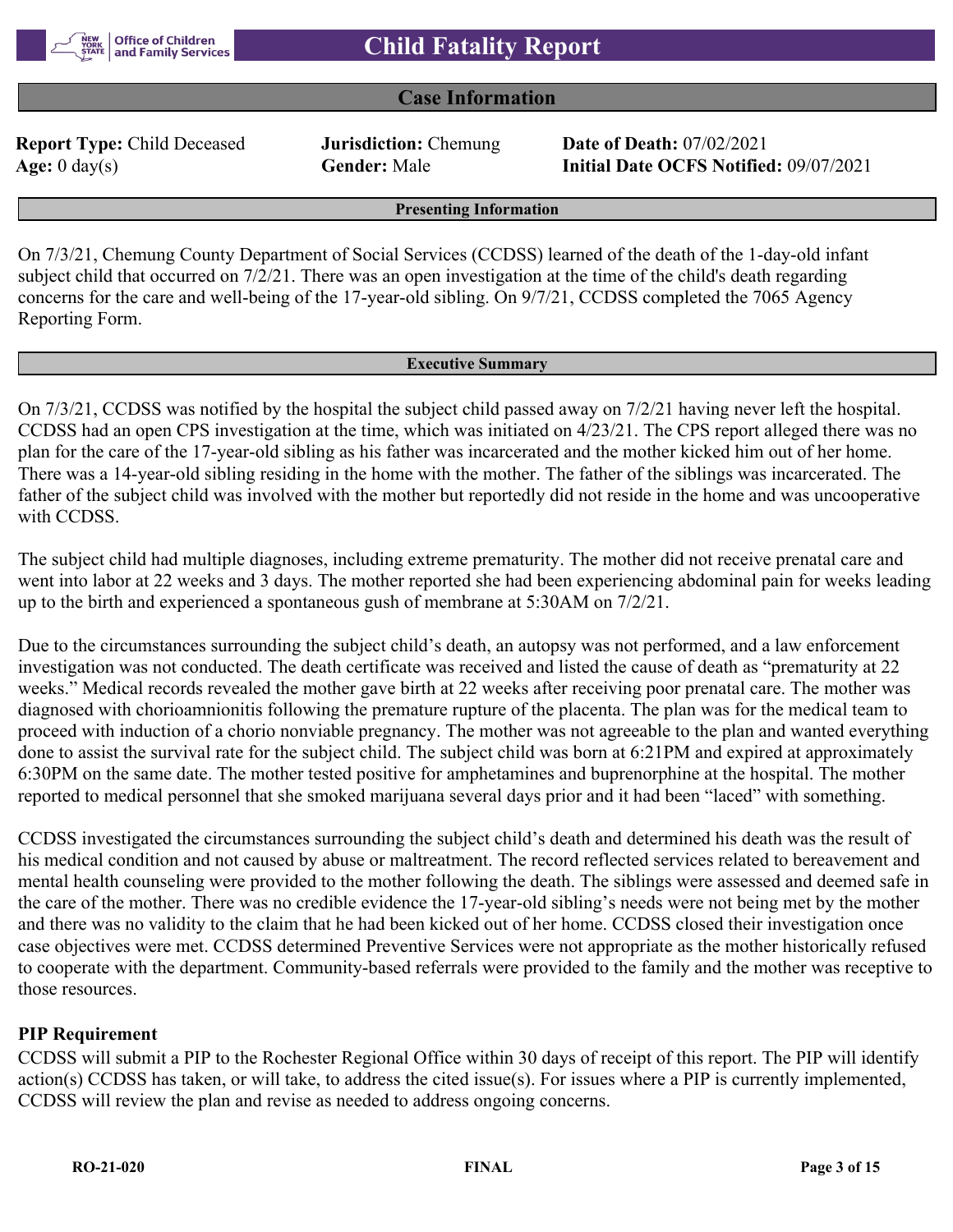# Child Fatality Report

## Case Information

**Report Type:** Child Deceased **Jurisdiction:** Chemung **Date of Death:** 07/02/2021
**Age:** 0 day(s) **Gender:** Male **Initial Date OCFS Notified:** 09/07/2021

### Presenting Information

On 7/3/21, Chemung County Department of Social Services (CCDSS) learned of the death of the 1-day-old infant subject child that occurred on 7/2/21. There was an open investigation at the time of the child's death regarding concerns for the care and well-being of the 17-year-old sibling. On 9/7/21, CCDSS completed the 7065 Agency Reporting Form.

### Executive Summary

On 7/3/21, CCDSS was notified by the hospital the subject child passed away on 7/2/21 having never left the hospital. CCDSS had an open CPS investigation at the time, which was initiated on 4/23/21. The CPS report alleged there was no plan for the care of the 17-year-old sibling as his father was incarcerated and the mother kicked him out of her home. There was a 14-year-old sibling residing in the home with the mother. The father of the siblings was incarcerated. The father of the subject child was involved with the mother but reportedly did not reside in the home and was uncooperative with CCDSS.

The subject child had multiple diagnoses, including extreme prematurity. The mother did not receive prenatal care and went into labor at 22 weeks and 3 days. The mother reported she had been experiencing abdominal pain for weeks leading up to the birth and experienced a spontaneous gush of membrane at 5:30AM on 7/2/21.

Due to the circumstances surrounding the subject child's death, an autopsy was not performed, and a law enforcement investigation was not conducted. The death certificate was received and listed the cause of death as "prematurity at 22 weeks." Medical records revealed the mother gave birth at 22 weeks after receiving poor prenatal care. The mother was diagnosed with chorioamnionitis following the premature rupture of the placenta. The plan was for the medical team to proceed with induction of a chorio nonviable pregnancy. The mother was not agreeable to the plan and wanted everything done to assist the survival rate for the subject child. The subject child was born at 6:21PM and expired at approximately 6:30PM on the same date. The mother tested positive for amphetamines and buprenorphine at the hospital. The mother reported to medical personnel that she smoked marijuana several days prior and it had been "laced" with something.

CCDSS investigated the circumstances surrounding the subject child's death and determined his death was the result of his medical condition and not caused by abuse or maltreatment. The record reflected services related to bereavement and mental health counseling were provided to the mother following the death. The siblings were assessed and deemed safe in the care of the mother. There was no credible evidence the 17-year-old sibling's needs were not being met by the mother and there was no validity to the claim that he had been kicked out of her home. CCDSS closed their investigation once case objectives were met. CCDSS determined Preventive Services were not appropriate as the mother historically refused to cooperate with the department. Community-based referrals were provided to the family and the mother was receptive to those resources.

**PIP Requirement**

CCDSS will submit a PIP to the Rochester Regional Office within 30 days of receipt of this report. The PIP will identify action(s) CCDSS has taken, or will take, to address the cited issue(s). For issues where a PIP is currently implemented, CCDSS will review the plan and revise as needed to address ongoing concerns.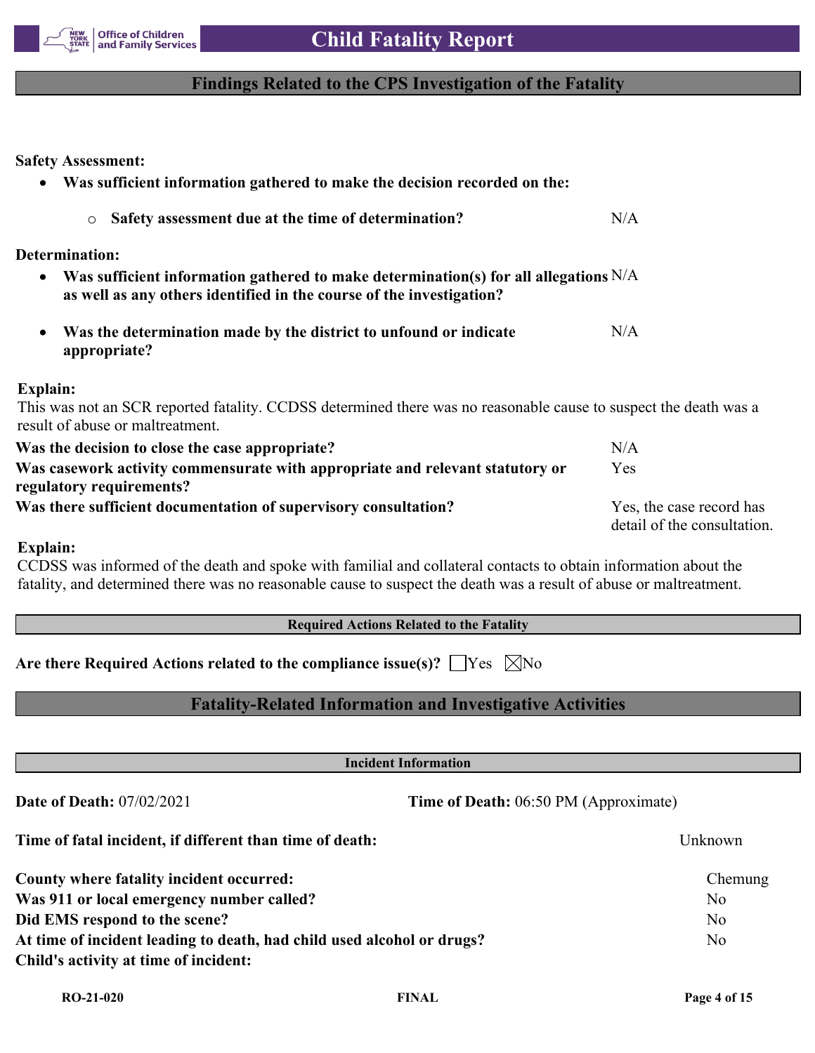## Findings Related to the CPS Investigation of the Fatality

**Safety Assessment:**

- **Was sufficient information gathered to make the decision recorded on the:**
    - **Safety assessment due at the time of determination?** N/A

**Determination:**

- **Was sufficient information gathered to make determination(s) for all allegations as well as any others identified in the course of the investigation?** N/A
- **Was the determination made by the district to unfound or indicate appropriate?** N/A

**Explain:**
This was not an SCR reported fatality. CCDSS determined there was no reasonable cause to suspect the death was a result of abuse or maltreatment.

| | |
|---|---|
| **Was the decision to close the case appropriate?** | N/A |
| **Was casework activity commensurate with appropriate and relevant statutory or regulatory requirements?** | Yes |
| **Was there sufficient documentation of supervisory consultation?** | Yes, the case record has detail of the consultation. |

**Explain:**
CCDSS was informed of the death and spoke with familial and collateral contacts to obtain information about the fatality, and determined there was no reasonable cause to suspect the death was a result of abuse or maltreatment.

### Required Actions Related to the Fatality

**Are there Required Actions related to the compliance issue(s)?** ☐ Yes ☒ No

## Fatality-Related Information and Investigative Activities

### Incident Information

**Date of Death:** 07/02/2021 **Time of Death:** 06:50 PM (Approximate)

| | |
|---|---|
| **Time of fatal incident, if different than time of death:** | Unknown |
| **County where fatality incident occurred:** | Chemung |
| **Was 911 or local emergency number called?** | No |
| **Did EMS respond to the scene?** | No |
| **At time of incident leading to death, had child used alcohol or drugs?** | No |
| **Child's activity at time of incident:** | |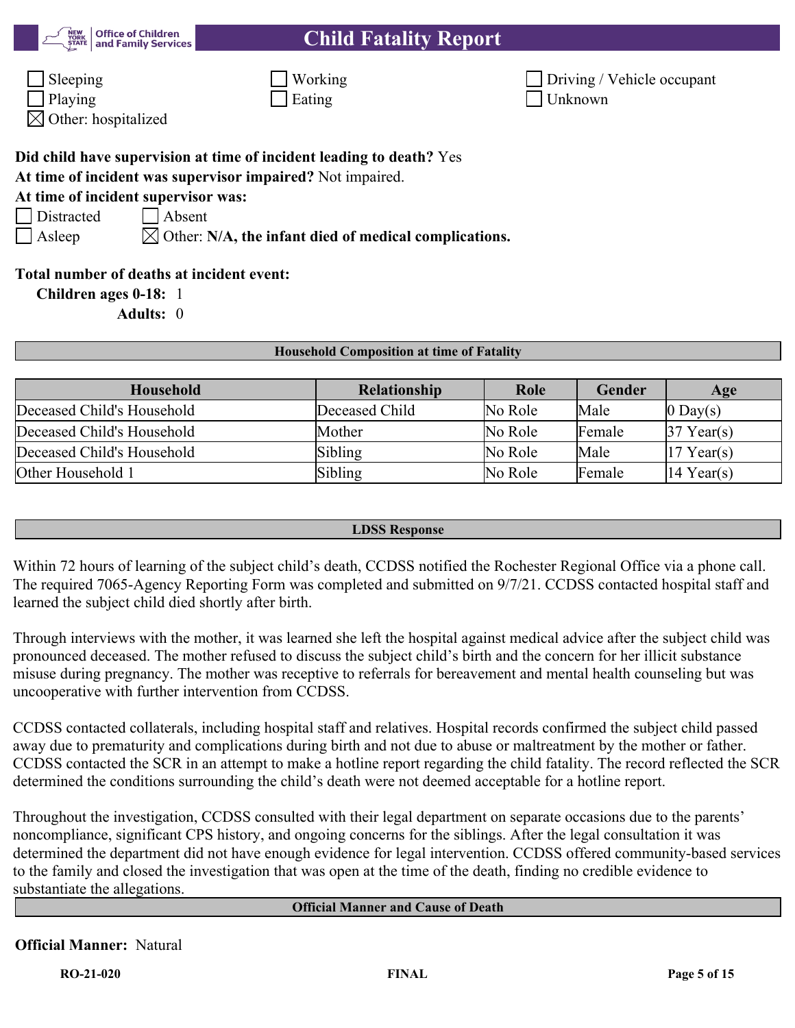- [ ] Sleeping
- [ ] Working
- [ ] Driving / Vehicle occupant
- [ ] Playing
- [ ] Eating
- [ ] Unknown
- [x] Other: hospitalized

**Did child have supervision at time of incident leading to death?** Yes

**At time of incident was supervisor impaired?** Not impaired.

**At time of incident supervisor was:**

- [ ] Distracted
- [ ] Absent
- [ ] Asleep
- [x] Other: **N/A, the infant died of medical complications.**

**Total number of deaths at incident event:**

**Children ages 0-18:** 1

**Adults:** 0

### Household Composition at time of Fatality

| Household | Relationship | Role | Gender | Age |
|---|---|---|---|---|
| Deceased Child's Household | Deceased Child | No Role | Male | 0 Day(s) |
| Deceased Child's Household | Mother | No Role | Female | 37 Year(s) |
| Deceased Child's Household | Sibling | No Role | Male | 17 Year(s) |
| Other Household 1 | Sibling | No Role | Female | 14 Year(s) |

### LDSS Response

Within 72 hours of learning of the subject child's death, CCDSS notified the Rochester Regional Office via a phone call. The required 7065-Agency Reporting Form was completed and submitted on 9/7/21. CCDSS contacted hospital staff and learned the subject child died shortly after birth.

Through interviews with the mother, it was learned she left the hospital against medical advice after the subject child was pronounced deceased. The mother refused to discuss the subject child's birth and the concern for her illicit substance misuse during pregnancy. The mother was receptive to referrals for bereavement and mental health counseling but was uncooperative with further intervention from CCDSS.

CCDSS contacted collaterals, including hospital staff and relatives. Hospital records confirmed the subject child passed away due to prematurity and complications during birth and not due to abuse or maltreatment by the mother or father. CCDSS contacted the SCR in an attempt to make a hotline report regarding the child fatality. The record reflected the SCR determined the conditions surrounding the child's death were not deemed acceptable for a hotline report.

Throughout the investigation, CCDSS consulted with their legal department on separate occasions due to the parents' noncompliance, significant CPS history, and ongoing concerns for the siblings. After the legal consultation it was determined the department did not have enough evidence for legal intervention. CCDSS offered community-based services to the family and closed the investigation that was open at the time of the death, finding no credible evidence to substantiate the allegations.

### Official Manner and Cause of Death

**Official Manner:** Natural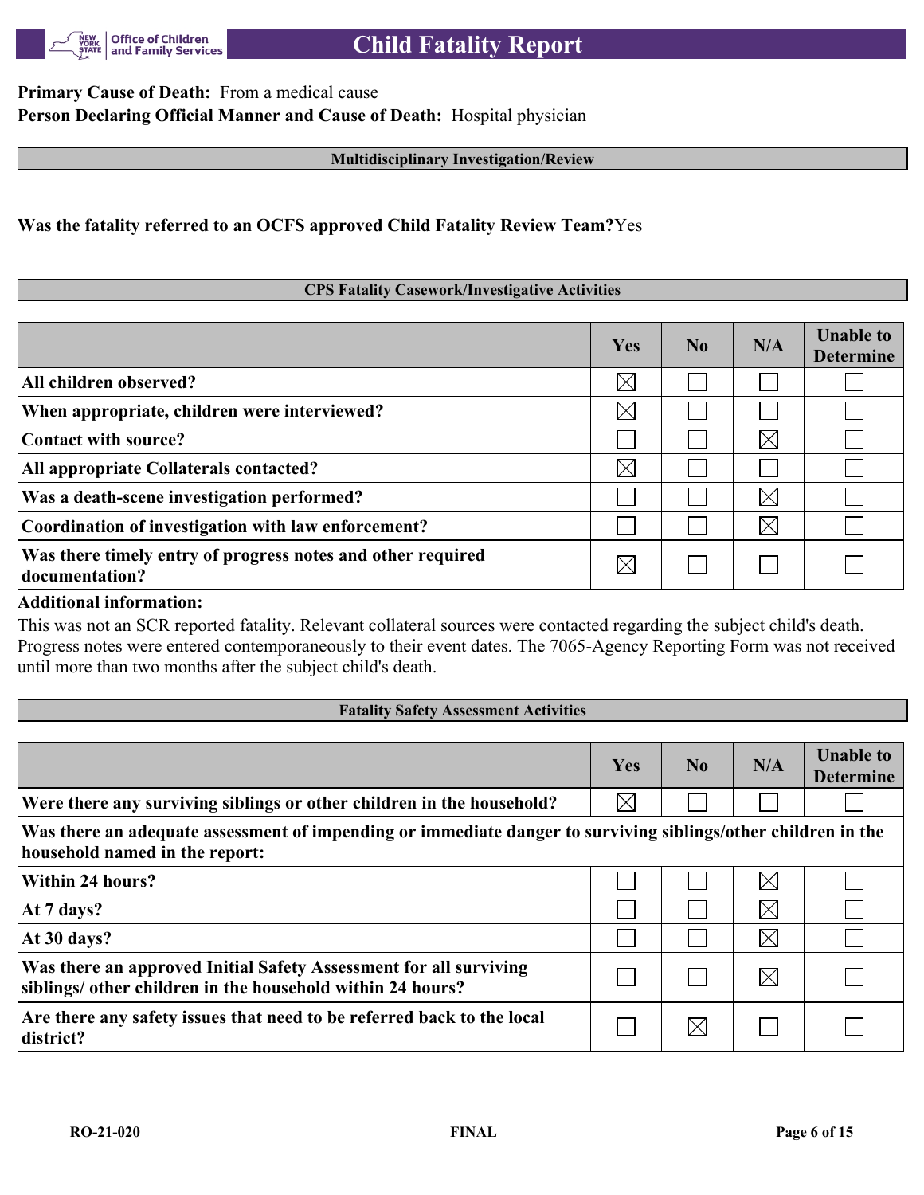**Primary Cause of Death:** From a medical cause
**Person Declaring Official Manner and Cause of Death:** Hospital physician

## Multidisciplinary Investigation/Review

**Was the fatality referred to an OCFS approved Child Fatality Review Team?** Yes

## CPS Fatality Casework/Investigative Activities

| | Yes | No | N/A | Unable to Determine |
|---|---|---|---|---|
| **All children observed?** | ☒ | ☐ | ☐ | ☐ |
| **When appropriate, children were interviewed?** | ☒ | ☐ | ☐ | ☐ |
| **Contact with source?** | ☐ | ☐ | ☒ | ☐ |
| **All appropriate Collaterals contacted?** | ☒ | ☐ | ☐ | ☐ |
| **Was a death-scene investigation performed?** | ☐ | ☐ | ☒ | ☐ |
| **Coordination of investigation with law enforcement?** | ☐ | ☐ | ☒ | ☐ |
| **Was there timely entry of progress notes and other required documentation?** | ☒ | ☐ | ☐ | ☐ |

**Additional information:**
This was not an SCR reported fatality. Relevant collateral sources were contacted regarding the subject child's death. Progress notes were entered contemporaneously to their event dates. The 7065-Agency Reporting Form was not received until more than two months after the subject child's death.

## Fatality Safety Assessment Activities

| | Yes | No | N/A | Unable to Determine |
|---|---|---|---|---|
| **Were there any surviving siblings or other children in the household?** | ☒ | ☐ | ☐ | ☐ |
| **Was there an adequate assessment of impending or immediate danger to surviving siblings/other children in the household named in the report:** | | | | |
| **Within 24 hours?** | ☐ | ☐ | ☒ | ☐ |
| **At 7 days?** | ☐ | ☐ | ☒ | ☐ |
| **At 30 days?** | ☐ | ☐ | ☒ | ☐ |
| **Was there an approved Initial Safety Assessment for all surviving siblings/ other children in the household within 24 hours?** | ☐ | ☐ | ☒ | ☐ |
| **Are there any safety issues that need to be referred back to the local district?** | ☐ | ☒ | ☐ | ☐ |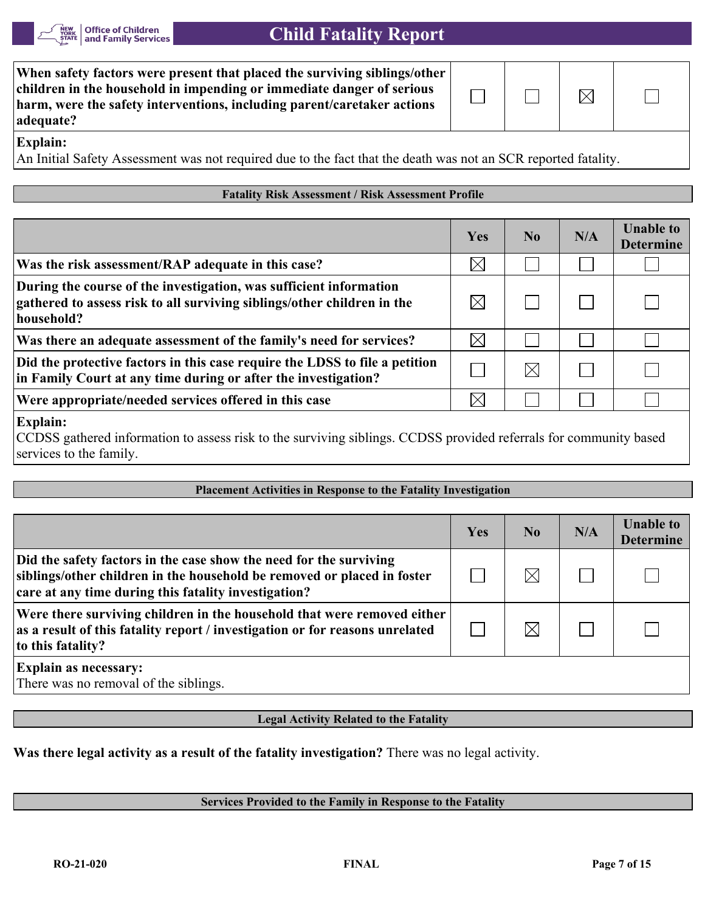| | | | | |
|---|---|---|---|---|
| **When safety factors were present that placed the surviving siblings/other children in the household in impending or immediate danger of serious harm, were the safety interventions, including parent/caretaker actions adequate?** | ☐ | ☐ | ☒ | ☐ |

**Explain:**
An Initial Safety Assessment was not required due to the fact that the death was not an SCR reported fatality.

## Fatality Risk Assessment / Risk Assessment Profile

| | Yes | No | N/A | Unable to Determine |
|---|---|---|---|---|
| **Was the risk assessment/RAP adequate in this case?** | ☒ | ☐ | ☐ | ☐ |
| **During the course of the investigation, was sufficient information gathered to assess risk to all surviving siblings/other children in the household?** | ☒ | ☐ | ☐ | ☐ |
| **Was there an adequate assessment of the family's need for services?** | ☒ | ☐ | ☐ | ☐ |
| **Did the protective factors in this case require the LDSS to file a petition in Family Court at any time during or after the investigation?** | ☐ | ☒ | ☐ | ☐ |
| **Were appropriate/needed services offered in this case** | ☒ | ☐ | ☐ | ☐ |

**Explain:**
CCDSS gathered information to assess risk to the surviving siblings. CCDSS provided referrals for community based services to the family.

## Placement Activities in Response to the Fatality Investigation

| | Yes | No | N/A | Unable to Determine |
|---|---|---|---|---|
| **Did the safety factors in the case show the need for the surviving siblings/other children in the household be removed or placed in foster care at any time during this fatality investigation?** | ☐ | ☒ | ☐ | ☐ |
| **Were there surviving children in the household that were removed either as a result of this fatality report / investigation or for reasons unrelated to this fatality?** | ☐ | ☒ | ☐ | ☐ |

**Explain as necessary:**
There was no removal of the siblings.

## Legal Activity Related to the Fatality

**Was there legal activity as a result of the fatality investigation?** There was no legal activity.

## Services Provided to the Family in Response to the Fatality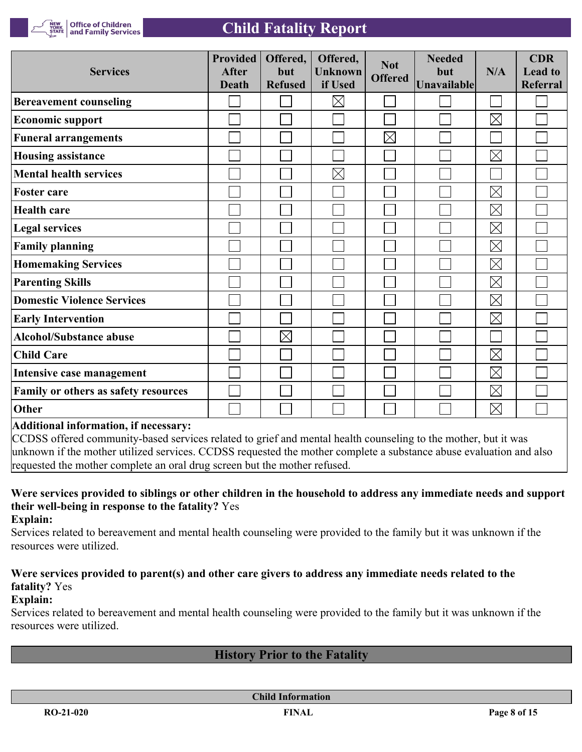| Services | Provided After Death | Offered, but Refused | Offered, Unknown if Used | Not Offered | Needed but Unavailable | N/A | CDR Lead to Referral |
|---|---|---|---|---|---|---|---|
| Bereavement counseling | ☐ | ☐ | ☒ | ☐ | ☐ | ☐ | ☐ |
| Economic support | ☐ | ☐ | ☐ | ☐ | ☐ | ☒ | ☐ |
| Funeral arrangements | ☐ | ☐ | ☐ | ☒ | ☐ | ☐ | ☐ |
| Housing assistance | ☐ | ☐ | ☐ | ☐ | ☐ | ☒ | ☐ |
| Mental health services | ☐ | ☐ | ☒ | ☐ | ☐ | ☐ | ☐ |
| Foster care | ☐ | ☐ | ☐ | ☐ | ☐ | ☒ | ☐ |
| Health care | ☐ | ☐ | ☐ | ☐ | ☐ | ☒ | ☐ |
| Legal services | ☐ | ☐ | ☐ | ☐ | ☐ | ☒ | ☐ |
| Family planning | ☐ | ☐ | ☐ | ☐ | ☐ | ☒ | ☐ |
| Homemaking Services | ☐ | ☐ | ☐ | ☐ | ☐ | ☒ | ☐ |
| Parenting Skills | ☐ | ☐ | ☐ | ☐ | ☐ | ☒ | ☐ |
| Domestic Violence Services | ☐ | ☐ | ☐ | ☐ | ☐ | ☒ | ☐ |
| Early Intervention | ☐ | ☐ | ☐ | ☐ | ☐ | ☒ | ☐ |
| Alcohol/Substance abuse | ☐ | ☒ | ☐ | ☐ | ☐ | ☐ | ☐ |
| Child Care | ☐ | ☐ | ☐ | ☐ | ☐ | ☒ | ☐ |
| Intensive case management | ☐ | ☐ | ☐ | ☐ | ☐ | ☒ | ☐ |
| Family or others as safety resources | ☐ | ☐ | ☐ | ☐ | ☐ | ☒ | ☐ |
| Other | ☐ | ☐ | ☐ | ☐ | ☐ | ☒ | ☐ |

**Additional information, if necessary:**
CCDSS offered community-based services related to grief and mental health counseling to the mother, but it was unknown if the mother utilized services. CCDSS requested the mother complete a substance abuse evaluation and also requested the mother complete an oral drug screen but the mother refused.

**Were services provided to siblings or other children in the household to address any immediate needs and support their well-being in response to the fatality?** Yes

**Explain:**
Services related to bereavement and mental health counseling were provided to the family but it was unknown if the resources were utilized.

**Were services provided to parent(s) and other care givers to address any immediate needs related to the fatality?** Yes

**Explain:**
Services related to bereavement and mental health counseling were provided to the family but it was unknown if the resources were utilized.

## History Prior to the Fatality

**Child Information**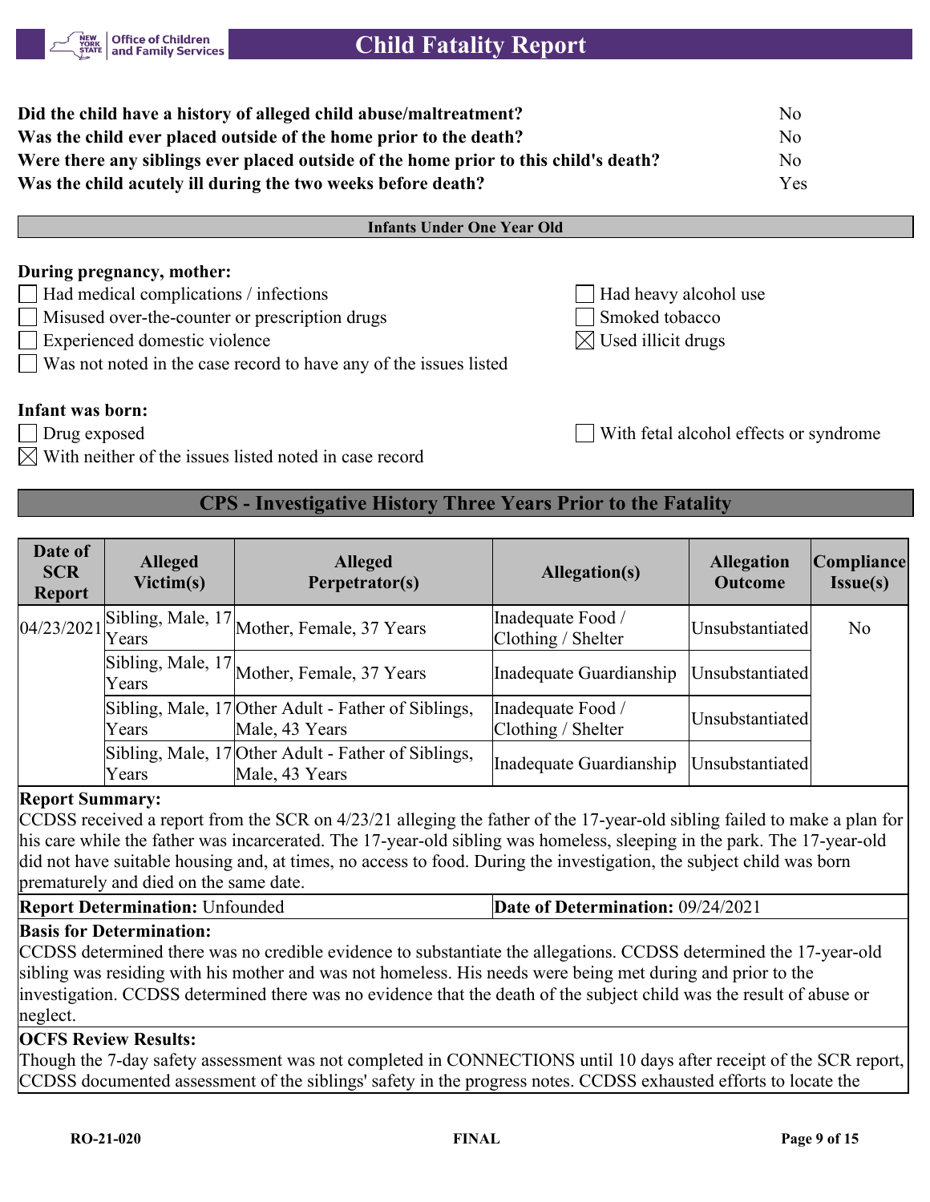| | |
|---|---|
| **Did the child have a history of alleged child abuse/maltreatment?** | No |
| **Was the child ever placed outside of the home prior to the death?** | No |
| **Were there any siblings ever placed outside of the home prior to this child's death?** | No |
| **Was the child acutely ill during the two weeks before death?** | Yes |

### Infants Under One Year Old

**During pregnancy, mother:**

- [ ] Had medical complications / infections
- [ ] Misused over-the-counter or prescription drugs
- [ ] Experienced domestic violence
- [ ] Was not noted in the case record to have any of the issues listed
- [ ] Had heavy alcohol use
- [ ] Smoked tobacco
- [x] Used illicit drugs

**Infant was born:**

- [ ] Drug exposed
- [x] With neither of the issues listed noted in case record
- [ ] With fetal alcohol effects or syndrome

## CPS - Investigative History Three Years Prior to the Fatality

| Date of SCR Report | Alleged Victim(s) | Alleged Perpetrator(s) | Allegation(s) | Allegation Outcome | Compliance Issue(s) |
|---|---|---|---|---|---|
| 04/23/2021 | Sibling, Male, 17 Years | Mother, Female, 37 Years | Inadequate Food / Clothing / Shelter | Unsubstantiated | No |
| | Sibling, Male, 17 Years | Mother, Female, 37 Years | Inadequate Guardianship | Unsubstantiated | |
| | Sibling, Male, 17 Years | Other Adult - Father of Siblings, Male, 43 Years | Inadequate Food / Clothing / Shelter | Unsubstantiated | |
| | Sibling, Male, 17 Years | Other Adult - Father of Siblings, Male, 43 Years | Inadequate Guardianship | Unsubstantiated | |

**Report Summary:**
CCDSS received a report from the SCR on 4/23/21 alleging the father of the 17-year-old sibling failed to make a plan for his care while the father was incarcerated. The 17-year-old sibling was homeless, sleeping in the park. The 17-year-old did not have suitable housing and, at times, no access to food. During the investigation, the subject child was born prematurely and died on the same date.

**Report Determination:** Unfounded | **Date of Determination:** 09/24/2021

**Basis for Determination:**
CCDSS determined there was no credible evidence to substantiate the allegations. CCDSS determined the 17-year-old sibling was residing with his mother and was not homeless. His needs were being met during and prior to the investigation. CCDSS determined there was no evidence that the death of the subject child was the result of abuse or neglect.

**OCFS Review Results:**
Though the 7-day safety assessment was not completed in CONNECTIONS until 10 days after receipt of the SCR report, CCDSS documented assessment of the siblings' safety in the progress notes. CCDSS exhausted efforts to locate the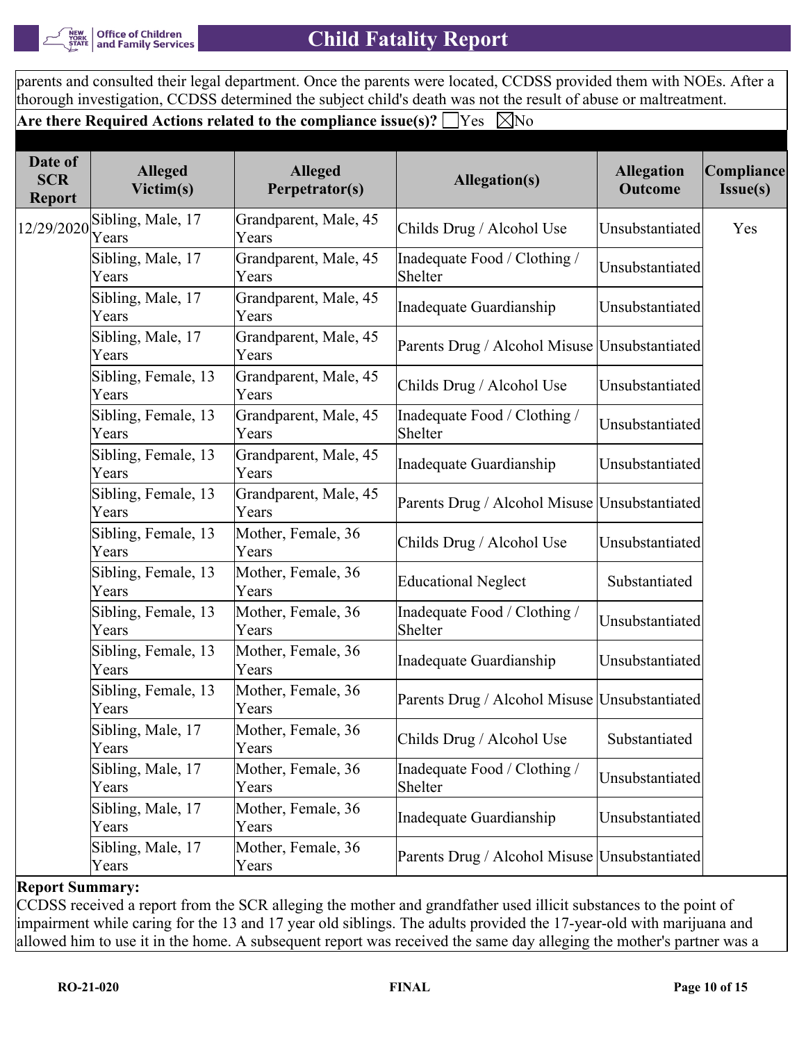parents and consulted their legal department. Once the parents were located, CCDSS provided them with NOEs. After a thorough investigation, CCDSS determined the subject child's death was not the result of abuse or maltreatment.

**Are there Required Actions related to the compliance issue(s)?** ☐Yes ☒No

| Date of SCR Report | Alleged Victim(s) | Alleged Perpetrator(s) | Allegation(s) | Allegation Outcome | Compliance Issue(s) |
|---|---|---|---|---|---|
| 12/29/2020 | Sibling, Male, 17 Years | Grandparent, Male, 45 Years | Childs Drug / Alcohol Use | Unsubstantiated | Yes |
| | Sibling, Male, 17 Years | Grandparent, Male, 45 Years | Inadequate Food / Clothing / Shelter | Unsubstantiated | |
| | Sibling, Male, 17 Years | Grandparent, Male, 45 Years | Inadequate Guardianship | Unsubstantiated | |
| | Sibling, Male, 17 Years | Grandparent, Male, 45 Years | Parents Drug / Alcohol Misuse | Unsubstantiated | |
| | Sibling, Female, 13 Years | Grandparent, Male, 45 Years | Childs Drug / Alcohol Use | Unsubstantiated | |
| | Sibling, Female, 13 Years | Grandparent, Male, 45 Years | Inadequate Food / Clothing / Shelter | Unsubstantiated | |
| | Sibling, Female, 13 Years | Grandparent, Male, 45 Years | Inadequate Guardianship | Unsubstantiated | |
| | Sibling, Female, 13 Years | Grandparent, Male, 45 Years | Parents Drug / Alcohol Misuse | Unsubstantiated | |
| | Sibling, Female, 13 Years | Mother, Female, 36 Years | Childs Drug / Alcohol Use | Unsubstantiated | |
| | Sibling, Female, 13 Years | Mother, Female, 36 Years | Educational Neglect | Substantiated | |
| | Sibling, Female, 13 Years | Mother, Female, 36 Years | Inadequate Food / Clothing / Shelter | Unsubstantiated | |
| | Sibling, Female, 13 Years | Mother, Female, 36 Years | Inadequate Guardianship | Unsubstantiated | |
| | Sibling, Female, 13 Years | Mother, Female, 36 Years | Parents Drug / Alcohol Misuse | Unsubstantiated | |
| | Sibling, Male, 17 Years | Mother, Female, 36 Years | Childs Drug / Alcohol Use | Substantiated | |
| | Sibling, Male, 17 Years | Mother, Female, 36 Years | Inadequate Food / Clothing / Shelter | Unsubstantiated | |
| | Sibling, Male, 17 Years | Mother, Female, 36 Years | Inadequate Guardianship | Unsubstantiated | |
| | Sibling, Male, 17 Years | Mother, Female, 36 Years | Parents Drug / Alcohol Misuse | Unsubstantiated | |

**Report Summary:**

CCDSS received a report from the SCR alleging the mother and grandfather used illicit substances to the point of impairment while caring for the 13 and 17 year old siblings. The adults provided the 17-year-old with marijuana and allowed him to use it in the home. A subsequent report was received the same day alleging the mother's partner was a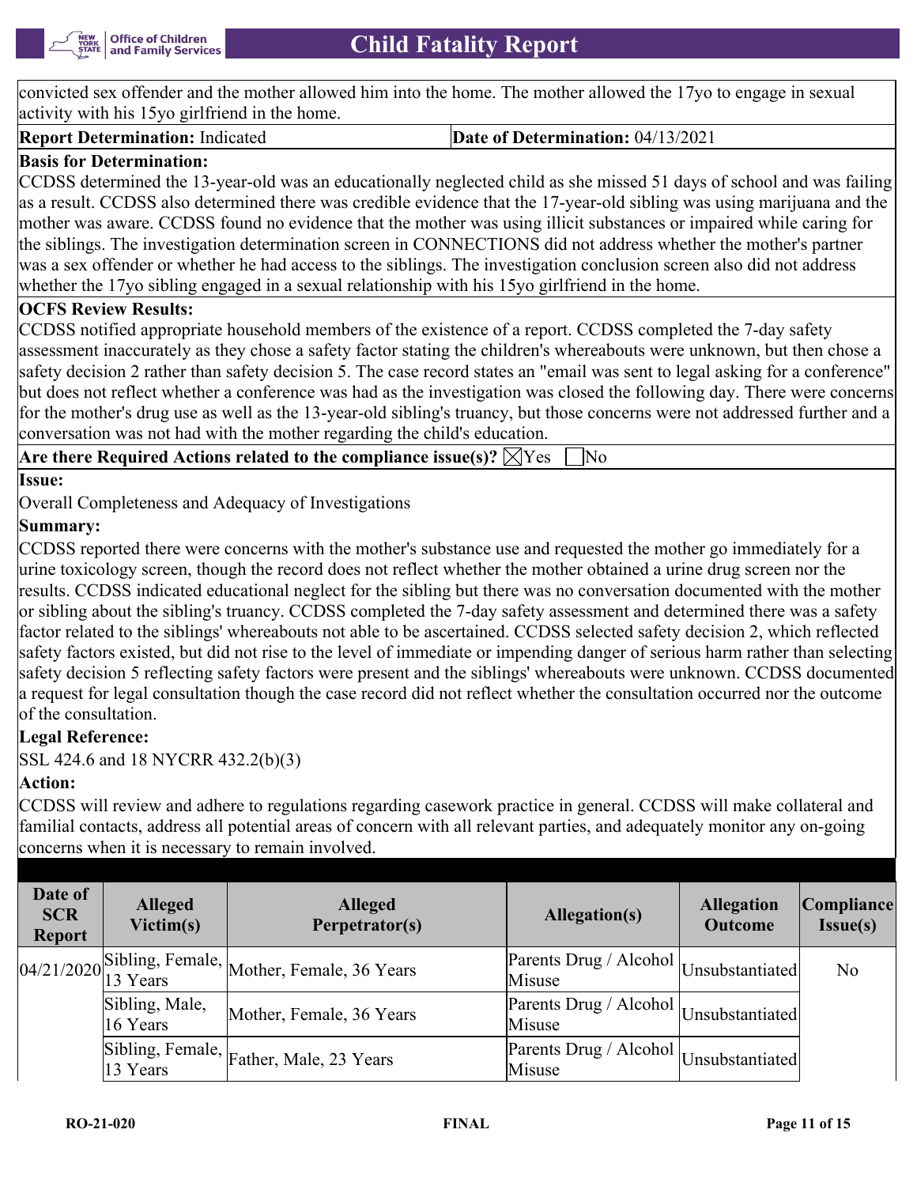convicted sex offender and the mother allowed him into the home. The mother allowed the 17yo to engage in sexual activity with his 15yo girlfriend in the home.

**Report Determination:** Indicated

**Date of Determination:** 04/13/2021

**Basis for Determination:**

CCDSS determined the 13-year-old was an educationally neglected child as she missed 51 days of school and was failing as a result. CCDSS also determined there was credible evidence that the 17-year-old sibling was using marijuana and the mother was aware. CCDSS found no evidence that the mother was using illicit substances or impaired while caring for the siblings. The investigation determination screen in CONNECTIONS did not address whether the mother's partner was a sex offender or whether he had access to the siblings. The investigation conclusion screen also did not address whether the 17yo sibling engaged in a sexual relationship with his 15yo girlfriend in the home.

**OCFS Review Results:**

CCDSS notified appropriate household members of the existence of a report. CCDSS completed the 7-day safety assessment inaccurately as they chose a safety factor stating the children's whereabouts were unknown, but then chose a safety decision 2 rather than safety decision 5. The case record states an "email was sent to legal asking for a conference" but does not reflect whether a conference was had as the investigation was closed the following day. There were concerns for the mother's drug use as well as the 13-year-old sibling's truancy, but those concerns were not addressed further and a conversation was not had with the mother regarding the child's education.

**Are there Required Actions related to the compliance issue(s)?** ☒Yes ☐No

**Issue:**

Overall Completeness and Adequacy of Investigations

**Summary:**

CCDSS reported there were concerns with the mother's substance use and requested the mother go immediately for a urine toxicology screen, though the record does not reflect whether the mother obtained a urine drug screen nor the results. CCDSS indicated educational neglect for the sibling but there was no conversation documented with the mother or sibling about the sibling's truancy. CCDSS completed the 7-day safety assessment and determined there was a safety factor related to the siblings' whereabouts not able to be ascertained. CCDSS selected safety decision 2, which reflected safety factors existed, but did not rise to the level of immediate or impending danger of serious harm rather than selecting safety decision 5 reflecting safety factors were present and the siblings' whereabouts were unknown. CCDSS documented a request for legal consultation though the case record did not reflect whether the consultation occurred nor the outcome of the consultation.

**Legal Reference:**

SSL 424.6 and 18 NYCRR 432.2(b)(3)

**Action:**

CCDSS will review and adhere to regulations regarding casework practice in general. CCDSS will make collateral and familial contacts, address all potential areas of concern with all relevant parties, and adequately monitor any on-going concerns when it is necessary to remain involved.

| Date of SCR Report | Alleged Victim(s) | Alleged Perpetrator(s) | Allegation(s) | Allegation Outcome | Compliance Issue(s) |
|---|---|---|---|---|---|
| 04/21/2020 | Sibling, Female, 13 Years | Mother, Female, 36 Years | Parents Drug / Alcohol Misuse | Unsubstantiated | No |
| | Sibling, Male, 16 Years | Mother, Female, 36 Years | Parents Drug / Alcohol Misuse | Unsubstantiated | |
| | Sibling, Female, 13 Years | Father, Male, 23 Years | Parents Drug / Alcohol Misuse | Unsubstantiated | |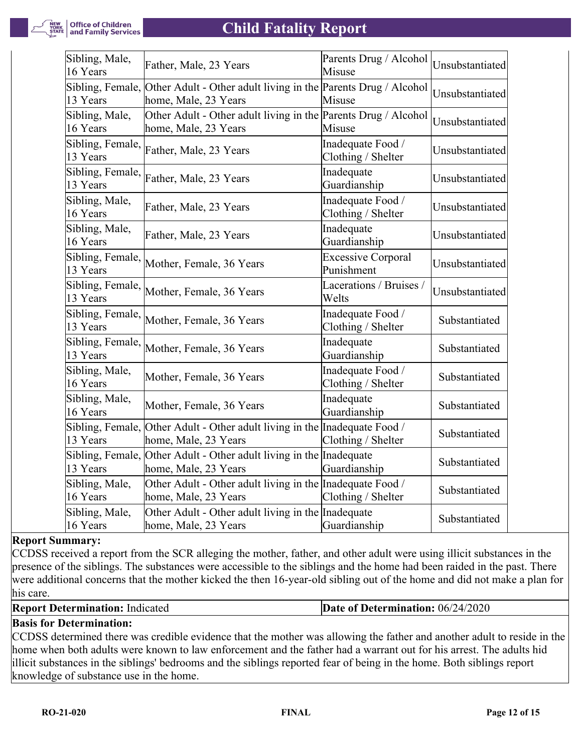| | | | |
|---|---|---|---|
| Sibling, Male, 16 Years | Father, Male, 23 Years | Parents Drug / Alcohol Misuse | Unsubstantiated |
| Sibling, Female, 13 Years | Other Adult - Other adult living in the home, Male, 23 Years | Parents Drug / Alcohol Misuse | Unsubstantiated |
| Sibling, Male, 16 Years | Other Adult - Other adult living in the home, Male, 23 Years | Parents Drug / Alcohol Misuse | Unsubstantiated |
| Sibling, Female, 13 Years | Father, Male, 23 Years | Inadequate Food / Clothing / Shelter | Unsubstantiated |
| Sibling, Female, 13 Years | Father, Male, 23 Years | Inadequate Guardianship | Unsubstantiated |
| Sibling, Male, 16 Years | Father, Male, 23 Years | Inadequate Food / Clothing / Shelter | Unsubstantiated |
| Sibling, Male, 16 Years | Father, Male, 23 Years | Inadequate Guardianship | Unsubstantiated |
| Sibling, Female, 13 Years | Mother, Female, 36 Years | Excessive Corporal Punishment | Unsubstantiated |
| Sibling, Female, 13 Years | Mother, Female, 36 Years | Lacerations / Bruises / Welts | Unsubstantiated |
| Sibling, Female, 13 Years | Mother, Female, 36 Years | Inadequate Food / Clothing / Shelter | Substantiated |
| Sibling, Female, 13 Years | Mother, Female, 36 Years | Inadequate Guardianship | Substantiated |
| Sibling, Male, 16 Years | Mother, Female, 36 Years | Inadequate Food / Clothing / Shelter | Substantiated |
| Sibling, Male, 16 Years | Mother, Female, 36 Years | Inadequate Guardianship | Substantiated |
| Sibling, Female, 13 Years | Other Adult - Other adult living in the home, Male, 23 Years | Inadequate Food / Clothing / Shelter | Substantiated |
| Sibling, Female, 13 Years | Other Adult - Other adult living in the home, Male, 23 Years | Inadequate Guardianship | Substantiated |
| Sibling, Male, 16 Years | Other Adult - Other adult living in the home, Male, 23 Years | Inadequate Food / Clothing / Shelter | Substantiated |
| Sibling, Male, 16 Years | Other Adult - Other adult living in the home, Male, 23 Years | Inadequate Guardianship | Substantiated |

**Report Summary:**
CCDSS received a report from the SCR alleging the mother, father, and other adult were using illicit substances in the presence of the siblings. The substances were accessible to the siblings and the home had been raided in the past. There were additional concerns that the mother kicked the then 16-year-old sibling out of the home and did not make a plan for his care.

**Report Determination:** Indicated | **Date of Determination:** 06/24/2020

**Basis for Determination:**
CCDSS determined there was credible evidence that the mother was allowing the father and another adult to reside in the home when both adults were known to law enforcement and the father had a warrant out for his arrest. The adults hid illicit substances in the siblings' bedrooms and the siblings reported fear of being in the home. Both siblings report knowledge of substance use in the home.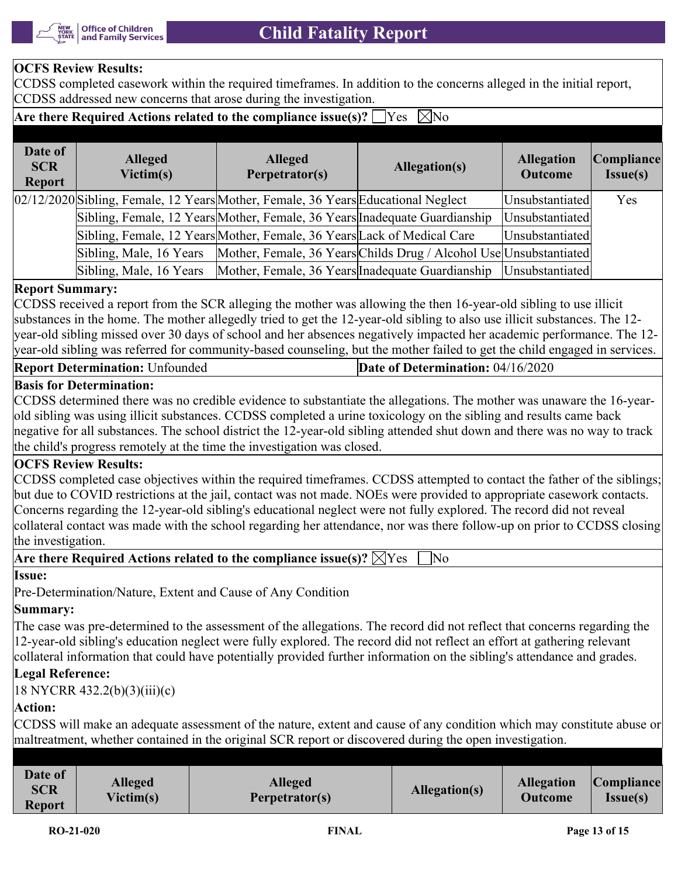**OCFS Review Results:**

CCDSS completed casework within the required timeframes. In addition to the concerns alleged in the initial report, CCDSS addressed new concerns that arose during the investigation.

**Are there Required Actions related to the compliance issue(s)?** ☐Yes ☒No

| Date of SCR Report | Alleged Victim(s) | Alleged Perpetrator(s) | Allegation(s) | Allegation Outcome | Compliance Issue(s) |
|---|---|---|---|---|---|
| 02/12/2020 | Sibling, Female, 12 Years | Mother, Female, 36 Years | Educational Neglect | Unsubstantiated | Yes |
| | Sibling, Female, 12 Years | Mother, Female, 36 Years | Inadequate Guardianship | Unsubstantiated | |
| | Sibling, Female, 12 Years | Mother, Female, 36 Years | Lack of Medical Care | Unsubstantiated | |
| | Sibling, Male, 16 Years | Mother, Female, 36 Years | Childs Drug / Alcohol Use | Unsubstantiated | |
| | Sibling, Male, 16 Years | Mother, Female, 36 Years | Inadequate Guardianship | Unsubstantiated | |

**Report Summary:**

CCDSS received a report from the SCR alleging the mother was allowing the then 16-year-old sibling to use illicit substances in the home. The mother allegedly tried to get the 12-year-old sibling to also use illicit substances. The 12-year-old sibling missed over 30 days of school and her absences negatively impacted her academic performance. The 12-year-old sibling was referred for community-based counseling, but the mother failed to get the child engaged in services.

**Report Determination:** Unfounded | **Date of Determination:** 04/16/2020

**Basis for Determination:**

CCDSS determined there was no credible evidence to substantiate the allegations. The mother was unaware the 16-year-old sibling was using illicit substances. CCDSS completed a urine toxicology on the sibling and results came back negative for all substances. The school district the 12-year-old sibling attended shut down and there was no way to track the child's progress remotely at the time the investigation was closed.

**OCFS Review Results:**

CCDSS completed case objectives within the required timeframes. CCDSS attempted to contact the father of the siblings; but due to COVID restrictions at the jail, contact was not made. NOEs were provided to appropriate casework contacts. Concerns regarding the 12-year-old sibling's educational neglect were not fully explored. The record did not reveal collateral contact was made with the school regarding her attendance, nor was there follow-up on prior to CCDSS closing the investigation.

**Are there Required Actions related to the compliance issue(s)?** ☒Yes ☐No

**Issue:**

Pre-Determination/Nature, Extent and Cause of Any Condition

**Summary:**

The case was pre-determined to the assessment of the allegations. The record did not reflect that concerns regarding the 12-year-old sibling's education neglect were fully explored. The record did not reflect an effort at gathering relevant collateral information that could have potentially provided further information on the sibling's attendance and grades.

**Legal Reference:**

18 NYCRR 432.2(b)(3)(iii)(c)

**Action:**

CCDSS will make an adequate assessment of the nature, extent and cause of any condition which may constitute abuse or maltreatment, whether contained in the original SCR report or discovered during the open investigation.

| Date of SCR Report | Alleged Victim(s) | Alleged Perpetrator(s) | Allegation(s) | Allegation Outcome | Compliance Issue(s) |
|---|---|---|---|---|---|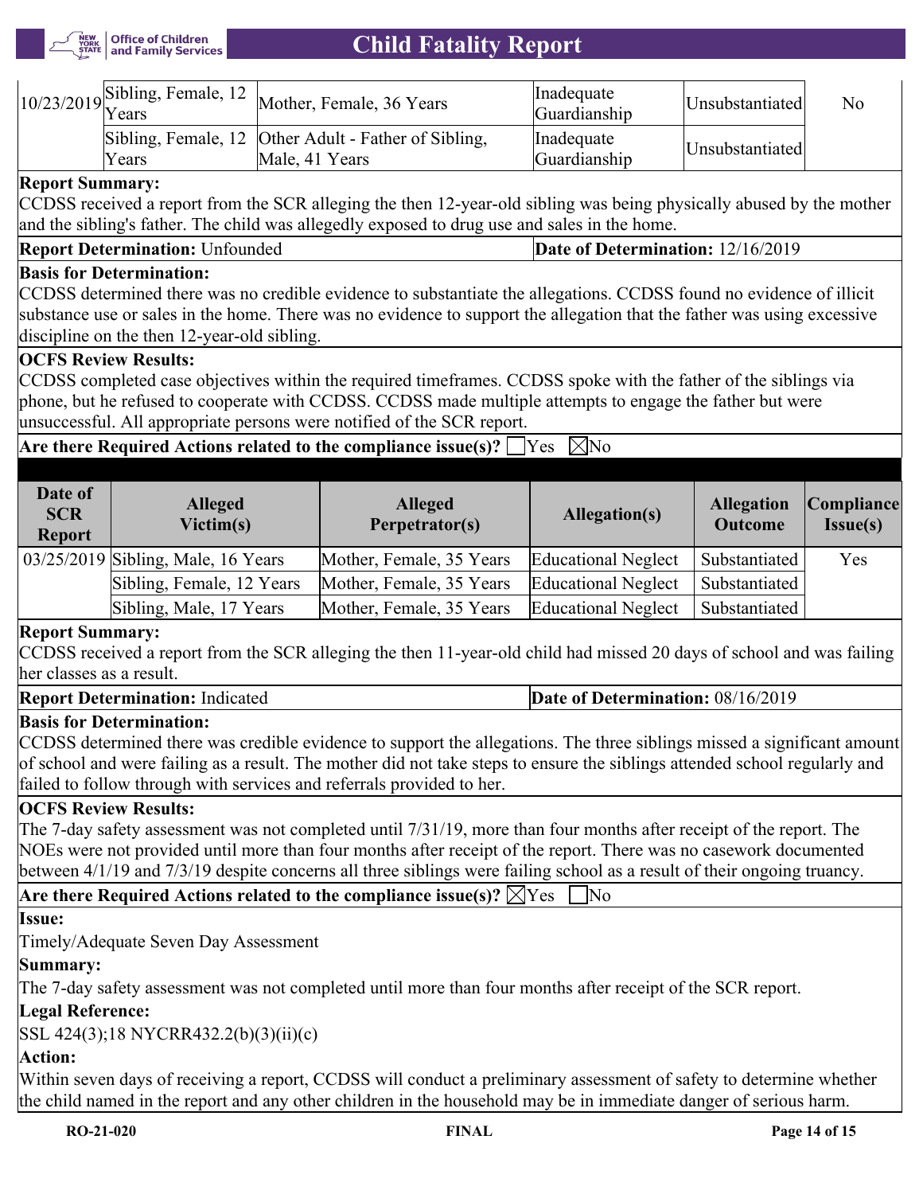| Date of SCR Report | Alleged Victim(s) | Alleged Perpetrator(s) | Allegation(s) | Allegation Outcome | Compliance Issue(s) |
|---|---|---|---|---|---|
| 10/23/2019 | Sibling, Female, 12 Years | Mother, Female, 36 Years | Inadequate Guardianship | Unsubstantiated | No |
| | Sibling, Female, 12 Years | Other Adult - Father of Sibling, Male, 41 Years | Inadequate Guardianship | Unsubstantiated | |

**Report Summary:**
CCDSS received a report from the SCR alleging the then 12-year-old sibling was being physically abused by the mother and the sibling's father. The child was allegedly exposed to drug use and sales in the home.

**Report Determination:** Unfounded | **Date of Determination:** 12/16/2019

**Basis for Determination:**
CCDSS determined there was no credible evidence to substantiate the allegations. CCDSS found no evidence of illicit substance use or sales in the home. There was no evidence to support the allegation that the father was using excessive discipline on the then 12-year-old sibling.

**OCFS Review Results:**
CCDSS completed case objectives within the required timeframes. CCDSS spoke with the father of the siblings via phone, but he refused to cooperate with CCDSS. CCDSS made multiple attempts to engage the father but were unsuccessful. All appropriate persons were notified of the SCR report.

**Are there Required Actions related to the compliance issue(s)?** ☐Yes ☒No

| Date of SCR Report | Alleged Victim(s) | Alleged Perpetrator(s) | Allegation(s) | Allegation Outcome | Compliance Issue(s) |
|---|---|---|---|---|---|
| 03/25/2019 | Sibling, Male, 16 Years | Mother, Female, 35 Years | Educational Neglect | Substantiated | Yes |
| | Sibling, Female, 12 Years | Mother, Female, 35 Years | Educational Neglect | Substantiated | |
| | Sibling, Male, 17 Years | Mother, Female, 35 Years | Educational Neglect | Substantiated | |

**Report Summary:**
CCDSS received a report from the SCR alleging the then 11-year-old child had missed 20 days of school and was failing her classes as a result.

**Report Determination:** Indicated | **Date of Determination:** 08/16/2019

**Basis for Determination:**
CCDSS determined there was credible evidence to support the allegations. The three siblings missed a significant amount of school and were failing as a result. The mother did not take steps to ensure the siblings attended school regularly and failed to follow through with services and referrals provided to her.

**OCFS Review Results:**
The 7-day safety assessment was not completed until 7/31/19, more than four months after receipt of the report. The NOEs were not provided until more than four months after receipt of the report. There was no casework documented between 4/1/19 and 7/3/19 despite concerns all three siblings were failing school as a result of their ongoing truancy.

**Are there Required Actions related to the compliance issue(s)?** ☒Yes ☐No

**Issue:**
Timely/Adequate Seven Day Assessment

**Summary:**
The 7-day safety assessment was not completed until more than four months after receipt of the SCR report.

**Legal Reference:**
SSL 424(3);18 NYCRR432.2(b)(3)(ii)(c)

**Action:**
Within seven days of receiving a report, CCDSS will conduct a preliminary assessment of safety to determine whether the child named in the report and any other children in the household may be in immediate danger of serious harm.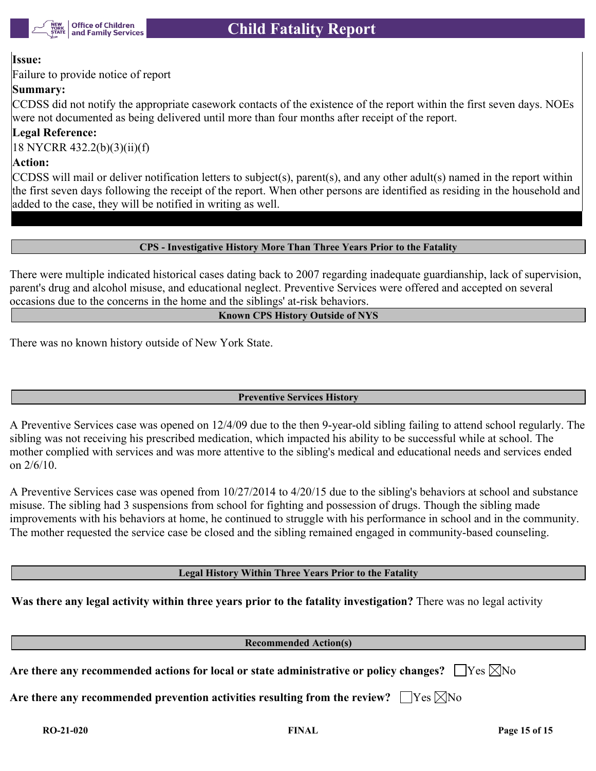**Issue:**

Failure to provide notice of report

**Summary:**

CCDSS did not notify the appropriate casework contacts of the existence of the report within the first seven days. NOEs were not documented as being delivered until more than four months after receipt of the report.

**Legal Reference:**

18 NYCRR 432.2(b)(3)(ii)(f)

**Action:**

CCDSS will mail or deliver notification letters to subject(s), parent(s), and any other adult(s) named in the report within the first seven days following the receipt of the report. When other persons are identified as residing in the household and added to the case, they will be notified in writing as well.

## CPS - Investigative History More Than Three Years Prior to the Fatality

There were multiple indicated historical cases dating back to 2007 regarding inadequate guardianship, lack of supervision, parent's drug and alcohol misuse, and educational neglect. Preventive Services were offered and accepted on several occasions due to the concerns in the home and the siblings' at-risk behaviors.

## Known CPS History Outside of NYS

There was no known history outside of New York State.

## Preventive Services History

A Preventive Services case was opened on 12/4/09 due to the then 9-year-old sibling failing to attend school regularly. The sibling was not receiving his prescribed medication, which impacted his ability to be successful while at school. The mother complied with services and was more attentive to the sibling's medical and educational needs and services ended on 2/6/10.

A Preventive Services case was opened from 10/27/2014 to 4/20/15 due to the sibling's behaviors at school and substance misuse. The sibling had 3 suspensions from school for fighting and possession of drugs. Though the sibling made improvements with his behaviors at home, he continued to struggle with his performance in school and in the community. The mother requested the service case be closed and the sibling remained engaged in community-based counseling.

## Legal History Within Three Years Prior to the Fatality

**Was there any legal activity within three years prior to the fatality investigation?** There was no legal activity

## Recommended Action(s)

**Are there any recommended actions for local or state administrative or policy changes?** ☐Yes ☒No

**Are there any recommended prevention activities resulting from the review?** ☐Yes ☒No